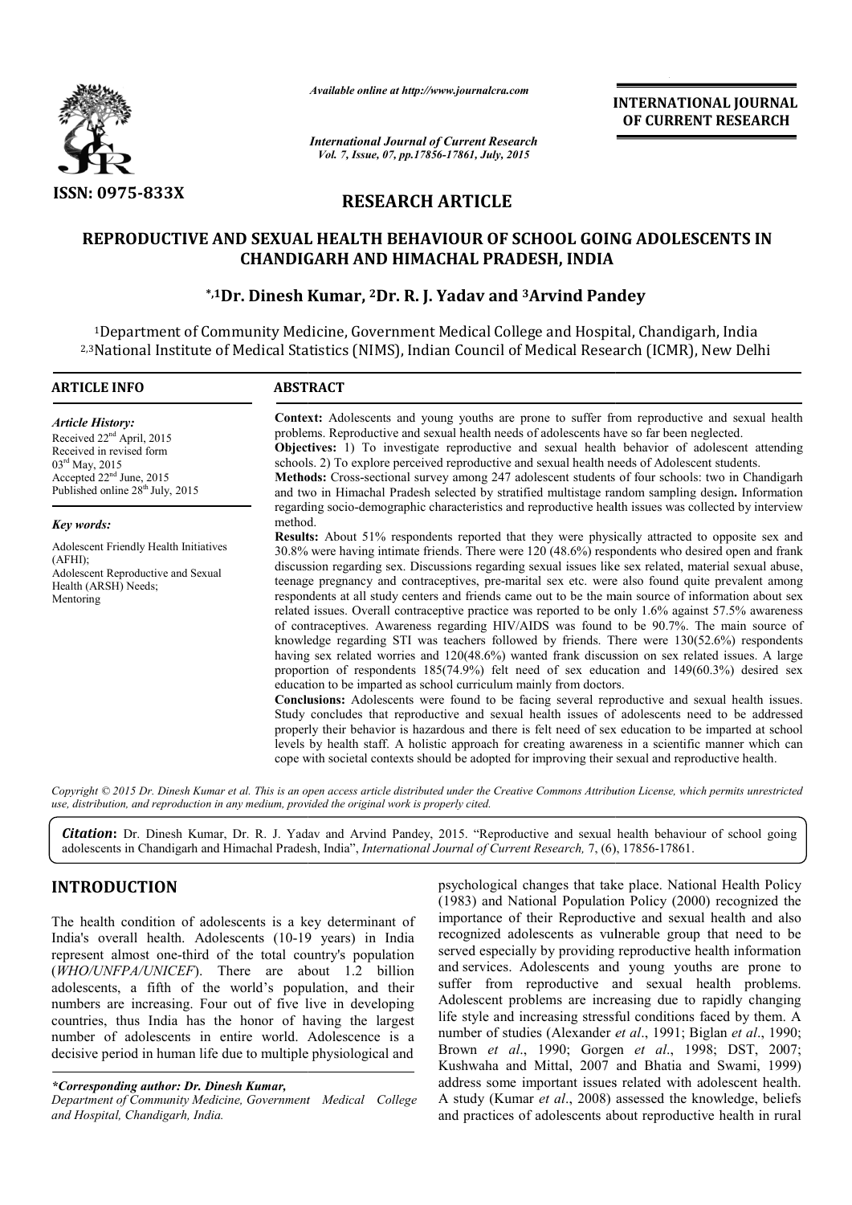# RESEARCH ARTICLE

## REPRODUCTIVE AND SEXUAL HEALTH BEHAVIOUR OF SCHOOL GOING ADOLESCENTS IN CHANDIGARH AND HIMACHAL PRADESH, INDIA

**\*,1Dr. Dinesh Kumar, 2Dr. R. J. Yadav and 3Arvind Pandey**

[1]Department of Community Medicine, Government Medical College and Hospital, Chandigarh, India
[2,3]National Institute of Medical Statistics (NIMS), Indian Council of Medical Research (ICMR), New Delhi

### ARTICLE INFO

*Article History:*
Received 22[nd] April, 2015
Received in revised form
03[rd] May, 2015
Accepted 22[nd] June, 2015
Published online 28[th] July, 2015

*Key words:*
Adolescent Friendly Health Initiatives (AFHI);
Adolescent Reproductive and Sexual Health (ARSH) Needs;
Mentoring

### ABSTRACT

**Context:** Adolescents and young youths are prone to suffer from reproductive and sexual health problems. Reproductive and sexual health needs of adolescents have so far been neglected.

**Objectives:** 1) To investigate reproductive and sexual health behavior of adolescent attending schools. 2) To explore perceived reproductive and sexual health needs of Adolescent students.

**Methods:** Cross-sectional survey among 247 adolescent students of four schools: two in Chandigarh and two in Himachal Pradesh selected by stratified multistage random sampling design**.** Information regarding socio-demographic characteristics and reproductive health issues was collected by interview method.

**Results:** About 51% respondents reported that they were physically attracted to opposite sex and 30.8% were having intimate friends. There were 120 (48.6%) respondents who desired open and frank discussion regarding sex. Discussions regarding sexual issues like sex related, material sexual abuse, teenage pregnancy and contraceptives, pre-marital sex etc. were also found quite prevalent among respondents at all study centers and friends came out to be the main source of information about sex related issues. Overall contraceptive practice was reported to be only 1.6% against 57.5% awareness of contraceptives. Awareness regarding HIV/AIDS was found to be 90.7%. The main source of knowledge regarding STI was teachers followed by friends. There were 130(52.6%) respondents having sex related worries and 120(48.6%) wanted frank discussion on sex related issues. A large proportion of respondents 185(74.9%) felt need of sex education and 149(60.3%) desired sex education to be imparted as school curriculum mainly from doctors.

**Conclusions:** Adolescents were found to be facing several reproductive and sexual health issues. Study concludes that reproductive and sexual health issues of adolescents need to be addressed properly their behavior is hazardous and there is felt need of sex education to be imparted at school levels by health staff. A holistic approach for creating awareness in a scientific manner which can cope with societal contexts should be adopted for improving their sexual and reproductive health.

*Copyright © 2015 Dr. Dinesh Kumar et al. This is an open access article distributed under the Creative Commons Attribution License, which permits unrestricted use, distribution, and reproduction in any medium, provided the original work is properly cited.*

***Citation*:** Dr. Dinesh Kumar, Dr. R. J. Yadav and Arvind Pandey, 2015. "Reproductive and sexual health behaviour of school going adolescents in Chandigarh and Himachal Pradesh, India", *International Journal of Current Research,* 7, (6), 17856-17861.

## INTRODUCTION

The health condition of adolescents is a key determinant of India's overall health. Adolescents (10-19 years) in India represent almost one-third of the total country's population (*WHO/UNFPA/UNICEF*). There are about 1.2 billion adolescents, a fifth of the world's population, and their numbers are increasing. Four out of five live in developing countries, thus India has the honor of having the largest number of adolescents in entire world. Adolescence is a decisive period in human life due to multiple physiological and psychological changes that take place. National Health Policy (1983) and National Population Policy (2000) recognized the importance of their Reproductive and sexual health and also recognized adolescents as vulnerable group that need to be served especially by providing reproductive health information and services. Adolescents and young youths are prone to suffer from reproductive and sexual health problems. Adolescent problems are increasing due to rapidly changing life style and increasing stressful conditions faced by them. A number of studies (Alexander *et al*., 1991; Biglan *et al*., 1990; Brown *et al*., 1990; Gorgen *et al*., 1998; DST, 2007; Kushwaha and Mittal, 2007 and Bhatia and Swami, 1999) address some important issues related with adolescent health. A study (Kumar *et al*., 2008) assessed the knowledge, beliefs and practices of adolescents about reproductive health in rural

*\*Corresponding author: Dr. Dinesh Kumar,*
*Department of Community Medicine, Government Medical College and Hospital, Chandigarh, India.*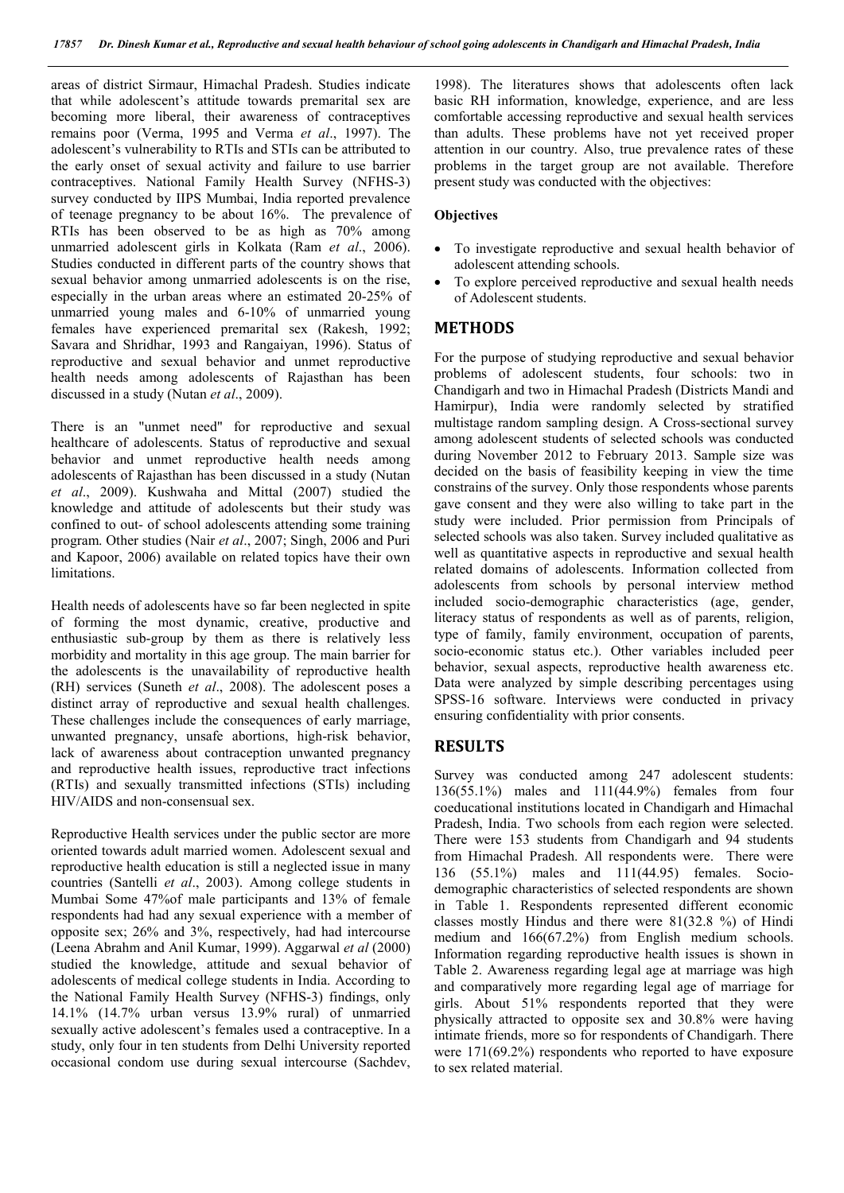areas of district Sirmaur, Himachal Pradesh. Studies indicate that while adolescent's attitude towards premarital sex are becoming more liberal, their awareness of contraceptives remains poor (Verma, 1995 and Verma *et al*., 1997). The adolescent's vulnerability to RTIs and STIs can be attributed to the early onset of sexual activity and failure to use barrier contraceptives. National Family Health Survey (NFHS-3) survey conducted by IIPS Mumbai, India reported prevalence of teenage pregnancy to be about 16%. The prevalence of RTIs has been observed to be as high as 70% among unmarried adolescent girls in Kolkata (Ram *et al*., 2006). Studies conducted in different parts of the country shows that sexual behavior among unmarried adolescents is on the rise, especially in the urban areas where an estimated 20-25% of unmarried young males and 6-10% of unmarried young females have experienced premarital sex (Rakesh, 1992; Savara and Shridhar, 1993 and Rangaiyan, 1996). Status of reproductive and sexual behavior and unmet reproductive health needs among adolescents of Rajasthan has been discussed in a study (Nutan *et al*., 2009).

There is an "unmet need" for reproductive and sexual healthcare of adolescents. Status of reproductive and sexual behavior and unmet reproductive health needs among adolescents of Rajasthan has been discussed in a study (Nutan *et al*., 2009). Kushwaha and Mittal (2007) studied the knowledge and attitude of adolescents but their study was confined to out- of school adolescents attending some training program. Other studies (Nair *et al*., 2007; Singh, 2006 and Puri and Kapoor, 2006) available on related topics have their own limitations.

Health needs of adolescents have so far been neglected in spite of forming the most dynamic, creative, productive and enthusiastic sub-group by them as there is relatively less morbidity and mortality in this age group. The main barrier for the adolescents is the unavailability of reproductive health (RH) services (Suneth *et al*., 2008). The adolescent poses a distinct array of reproductive and sexual health challenges. These challenges include the consequences of early marriage, unwanted pregnancy, unsafe abortions, high-risk behavior, lack of awareness about contraception unwanted pregnancy and reproductive health issues, reproductive tract infections (RTIs) and sexually transmitted infections (STIs) including HIV/AIDS and non-consensual sex.

Reproductive Health services under the public sector are more oriented towards adult married women. Adolescent sexual and reproductive health education is still a neglected issue in many countries (Santelli *et al*., 2003). Among college students in Mumbai Some 47%of male participants and 13% of female respondents had had any sexual experience with a member of opposite sex; 26% and 3%, respectively, had had intercourse (Leena Abrahm and Anil Kumar, 1999). Aggarwal *et al* (2000) studied the knowledge, attitude and sexual behavior of adolescents of medical college students in India. According to the National Family Health Survey (NFHS-3) findings, only 14.1% (14.7% urban versus 13.9% rural) of unmarried sexually active adolescent's females used a contraceptive. In a study, only four in ten students from Delhi University reported occasional condom use during sexual intercourse (Sachdev, 1998). The literatures shows that adolescents often lack basic RH information, knowledge, experience, and are less comfortable accessing reproductive and sexual health services than adults. These problems have not yet received proper attention in our country. Also, true prevalence rates of these problems in the target group are not available. Therefore present study was conducted with the objectives:

### Objectives

- To investigate reproductive and sexual health behavior of adolescent attending schools.
- To explore perceived reproductive and sexual health needs of Adolescent students.

## METHODS

For the purpose of studying reproductive and sexual behavior problems of adolescent students, four schools: two in Chandigarh and two in Himachal Pradesh (Districts Mandi and Hamirpur), India were randomly selected by stratified multistage random sampling design. A Cross-sectional survey among adolescent students of selected schools was conducted during November 2012 to February 2013. Sample size was decided on the basis of feasibility keeping in view the time constrains of the survey. Only those respondents whose parents gave consent and they were also willing to take part in the study were included. Prior permission from Principals of selected schools was also taken. Survey included qualitative as well as quantitative aspects in reproductive and sexual health related domains of adolescents. Information collected from adolescents from schools by personal interview method included socio-demographic characteristics (age, gender, literacy status of respondents as well as of parents, religion, type of family, family environment, occupation of parents, socio-economic status etc.). Other variables included peer behavior, sexual aspects, reproductive health awareness etc. Data were analyzed by simple describing percentages using SPSS-16 software. Interviews were conducted in privacy ensuring confidentiality with prior consents.

## RESULTS

Survey was conducted among 247 adolescent students: 136(55.1%) males and 111(44.9%) females from four coeducational institutions located in Chandigarh and Himachal Pradesh, India. Two schools from each region were selected. There were 153 students from Chandigarh and 94 students from Himachal Pradesh. All respondents were. There were 136 (55.1%) males and 111(44.95) females. Socio-demographic characteristics of selected respondents are shown in Table 1. Respondents represented different economic classes mostly Hindus and there were 81(32.8 %) of Hindi medium and 166(67.2%) from English medium schools. Information regarding reproductive health issues is shown in Table 2. Awareness regarding legal age at marriage was high and comparatively more regarding legal age of marriage for girls. About 51% respondents reported that they were physically attracted to opposite sex and 30.8% were having intimate friends, more so for respondents of Chandigarh. There were 171(69.2%) respondents who reported to have exposure to sex related material.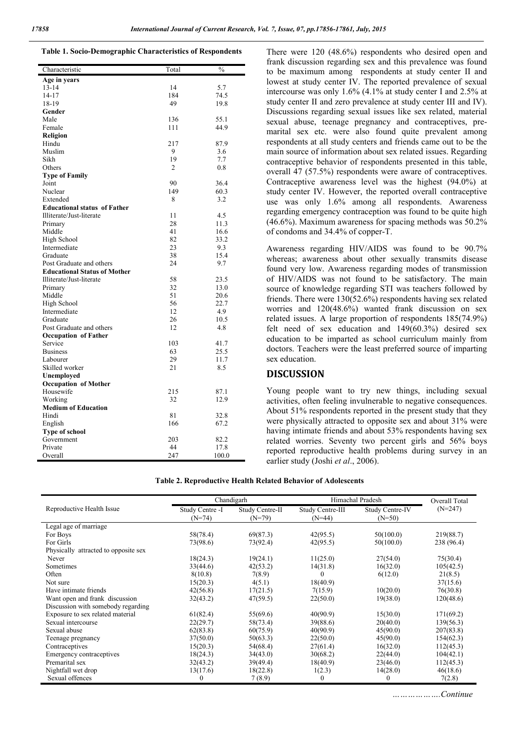**Table 1. Socio-Demographic Characteristics of Respondents**

| Characteristic | Total | % |
|---|---|---|
| **Age in years** | | |
| 13-14 | 14 | 5.7 |
| 14-17 | 184 | 74.5 |
| 18-19 | 49 | 19.8 |
| **Gender** | | |
| Male | 136 | 55.1 |
| Female | 111 | 44.9 |
| **Religion** | | |
| Hindu | 217 | 87.9 |
| Muslim | 9 | 3.6 |
| Sikh | 19 | 7.7 |
| Others | 2 | 0.8 |
| **Type of Family** | | |
| Joint | 90 | 36.4 |
| Nuclear | 149 | 60.3 |
| Extended | 8 | 3.2 |
| **Educational status of Father** | | |
| Illiterate/Just-literate | 11 | 4.5 |
| Primary | 28 | 11.3 |
| Middle | 41 | 16.6 |
| High School | 82 | 33.2 |
| Intermediate | 23 | 9.3 |
| Graduate | 38 | 15.4 |
| Post Graduate and others | 24 | 9.7 |
| **Educational Status of Mother** | | |
| Illiterate/Just-literate | 58 | 23.5 |
| Primary | 32 | 13.0 |
| Middle | 51 | 20.6 |
| High School | 56 | 22.7 |
| Intermediate | 12 | 4.9 |
| Graduate | 26 | 10.5 |
| Post Graduate and others | 12 | 4.8 |
| **Occupation of Father** | | |
| Service | 103 | 41.7 |
| Business | 63 | 25.5 |
| Labourer | 29 | 11.7 |
| Skilled worker | 21 | 8.5 |
| **Unemployed** | | |
| **Occupation of Mother** | | |
| Housewife | 215 | 87.1 |
| Working | 32 | 12.9 |
| **Medium of Education** | | |
| Hindi | 81 | 32.8 |
| English | 166 | 67.2 |
| **Type of school** | | |
| Government | 203 | 82.2 |
| Private | 44 | 17.8 |
| Overall | 247 | 100.0 |

There were 120 (48.6%) respondents who desired open and frank discussion regarding sex and this prevalence was found to be maximum among respondents at study center II and lowest at study center IV. The reported prevalence of sexual intercourse was only 1.6% (4.1% at study center I and 2.5% at study center II and zero prevalence at study center III and IV). Discussions regarding sexual issues like sex related, material sexual abuse, teenage pregnancy and contraceptives, pre-marital sex etc. were also found quite prevalent among respondents at all study centers and friends came out to be the main source of information about sex related issues. Regarding contraceptive behavior of respondents presented in this table, overall 47 (57.5%) respondents were aware of contraceptives. Contraceptive awareness level was the highest (94.0%) at study center IV. However, the reported overall contraceptive use was only 1.6% among all respondents. Awareness regarding emergency contraception was found to be quite high (46.6%). Maximum awareness for spacing methods was 50.2% of condoms and 34.4% of copper-T.

Awareness regarding HIV/AIDS was found to be 90.7% whereas; awareness about other sexually transmits disease found very low. Awareness regarding modes of transmission of HIV/AIDS was not found to be satisfactory. The main source of knowledge regarding STI was teachers followed by friends. There were 130(52.6%) respondents having sex related worries and 120(48.6%) wanted frank discussion on sex related issues. A large proportion of respondents 185(74.9%) felt need of sex education and 149(60.3%) desired sex education to be imparted as school curriculum mainly from doctors. Teachers were the least preferred source of imparting sex education.

## DISCUSSION

Young people want to try new things, including sexual activities, often feeling invulnerable to negative consequences. About 51% respondents reported in the present study that they were physically attracted to opposite sex and about 31% were having intimate friends and about 53% respondents having sex related worries. Seventy two percent girls and 56% boys reported reproductive health problems during survey in an earlier study (Joshi *et al*., 2006).

**Table 2. Reproductive Health Related Behavior of Adolescents**

| Reproductive Health Issue | Chandigarh | | Himachal Pradesh | | Overall Total (N=247) |
|---|---|---|---|---|---|
| | Study Centre -I (N=74) | Study Centre-II (N=79) | Study Centre-III (N=44) | Study Centre-IV (N=50) | |
| Legal age of marriage | | | | | |
| For Boys | 58(78.4) | 69(87.3) | 42(95.5) | 50(100.0) | 219(88.7) |
| For Girls | 73(98.6) | 73(92.4) | 42(95.5) | 50(100.0) | 238 (96.4) |
| Physically attracted to opposite sex | | | | | |
| Never | 18(24.3) | 19(24.1) | 11(25.0) | 27(54.0) | 75(30.4) |
| Sometimes | 33(44.6) | 42(53.2) | 14(31.8) | 16(32.0) | 105(42.5) |
| Often | 8(10.8) | 7(8.9) | 0 | 6(12.0) | 21(8.5) |
| Not sure | 15(20.3) | 4(5.1) | 18(40.9) | | 37(15.6) |
| Have intimate friends | 42(56.8) | 17(21.5) | 7(15.9) | 10(20.0) | 76(30.8) |
| Want open and frank discussion | 32(43.2) | 47(59.5) | 22(50.0) | 19(38.0) | 120(48.6) |
| Discussion with somebody regarding | | | | | |
| Exposure to sex related material | 61(82.4) | 55(69.6) | 40(90.9) | 15(30.0) | 171(69.2) |
| Sexual intercourse | 22(29.7) | 58(73.4) | 39(88.6) | 20(40.0) | 139(56.3) |
| Sexual abuse | 62(83.8) | 60(75.9) | 40(90.9) | 45(90.0) | 207(83.8) |
| Teenage pregnancy | 37(50.0) | 50(63.3) | 22(50.0) | 45(90.0) | 154(62.3) |
| Contraceptives | 15(20.3) | 54(68.4) | 27(61.4) | 16(32.0) | 112(45.3) |
| Emergency contraceptives | 18(24.3) | 34(43.0) | 30(68.2) | 22(44.0) | 104(42.1) |
| Premarital sex | 32(43.2) | 39(49.4) | 18(40.9) | 23(46.0) | 112(45.3) |
| Nightfall wet drop | 13(17.6) | 18(22.8) | 1(2.3) | 14(28.0) | 46(18.6) |
| Sexual offences | 0 | 7 (8.9) | 0 | 0 | 7(2.8) |

*………………Continue*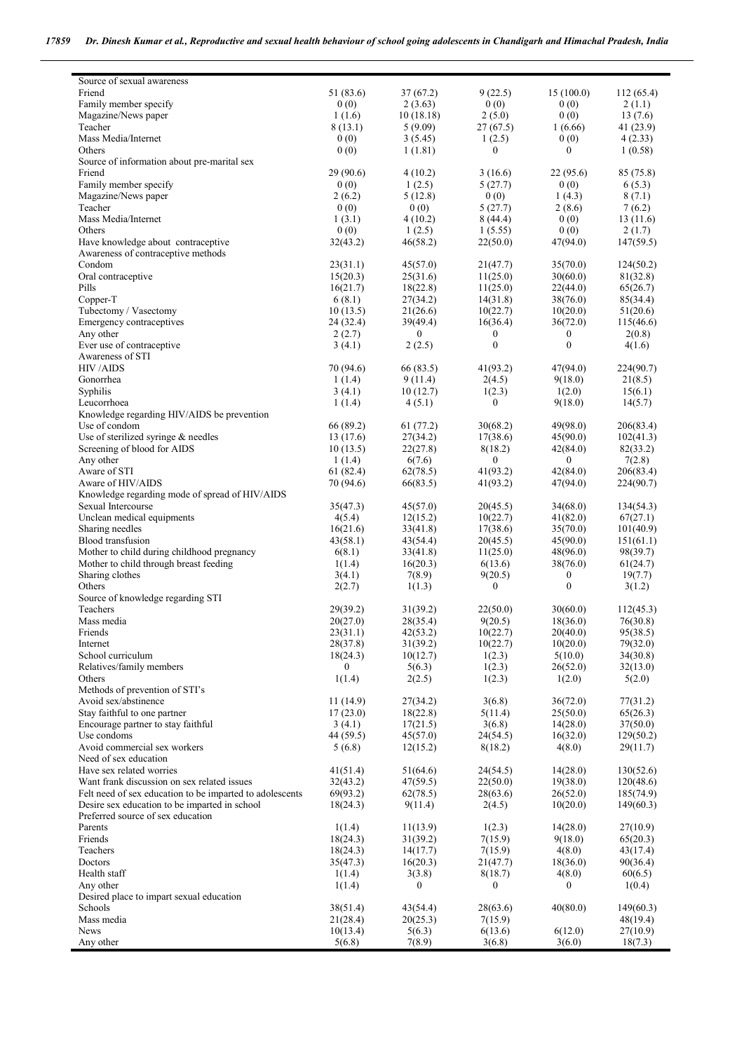| | | | | | |
|---|---|---|---|---|---|
| Source of sexual awareness | | | | | |
| Friend | 51 (83.6) | 37 (67.2) | 9 (22.5) | 15 (100.0) | 112 (65.4) |
| Family member specify | 0 (0) | 2 (3.63) | 0 (0) | 0 (0) | 2 (1.1) |
| Magazine/News paper | 1 (1.6) | 10 (18.18) | 2 (5.0) | 0 (0) | 13 (7.6) |
| Teacher | 8 (13.1) | 5 (9.09) | 27 (67.5) | 1 (6.66) | 41 (23.9) |
| Mass Media/Internet | 0 (0) | 3 (5.45) | 1 (2.5) | 0 (0) | 4 (2.33) |
| Others | 0 (0) | 1 (1.81) | 0 | 0 | 1 (0.58) |
| Source of information about pre-marital sex | | | | | |
| Friend | 29 (90.6) | 4 (10.2) | 3 (16.6) | 22 (95.6) | 85 (75.8) |
| Family member specify | 0 (0) | 1 (2.5) | 5 (27.7) | 0 (0) | 6 (5.3) |
| Magazine/News paper | 2 (6.2) | 5 (12.8) | 0 (0) | 1 (4.3) | 8 (7.1) |
| Teacher | 0 (0) | 0 (0) | 5 (27.7) | 2 (8.6) | 7 (6.2) |
| Mass Media/Internet | 1 (3.1) | 4 (10.2) | 8 (44.4) | 0 (0) | 13 (11.6) |
| Others | 0 (0) | 1 (2.5) | 1 (5.55) | 0 (0) | 2 (1.7) |
| Have knowledge about contraceptive | 32(43.2) | 46(58.2) | 22(50.0) | 47(94.0) | 147(59.5) |
| Awareness of contraceptive methods | | | | | |
| Condom | 23(31.1) | 45(57.0) | 21(47.7) | 35(70.0) | 124(50.2) |
| Oral contraceptive | 15(20.3) | 25(31.6) | 11(25.0) | 30(60.0) | 81(32.8) |
| Pills | 16(21.7) | 18(22.8) | 11(25.0) | 22(44.0) | 65(26.7) |
| Copper-T | 6 (8.1) | 27(34.2) | 14(31.8) | 38(76.0) | 85(34.4) |
| Tubectomy / Vasectomy | 10 (13.5) | 21(26.6) | 10(22.7) | 10(20.0) | 51(20.6) |
| Emergency contraceptives | 24 (32.4) | 39(49.4) | 16(36.4) | 36(72.0) | 115(46.6) |
| Any other | 2 (2.7) | 0 | 0 | 0 | 2(0.8) |
| Ever use of contraceptive | 3 (4.1) | 2 (2.5) | 0 | 0 | 4(1.6) |
| Awareness of STI | | | | | |
| HIV /AIDS | 70 (94.6) | 66 (83.5) | 41(93.2) | 47(94.0) | 224(90.7) |
| Gonorrhea | 1 (1.4) | 9 (11.4) | 2(4.5) | 9(18.0) | 21(8.5) |
| Syphilis | 3 (4.1) | 10 (12.7) | 1(2.3) | 1(2.0) | 15(6.1) |
| Leucorrhoea | 1 (1.4) | 4 (5.1) | 0 | 9(18.0) | 14(5.7) |
| Knowledge regarding HIV/AIDS be prevention | | | | | |
| Use of condom | 66 (89.2) | 61 (77.2) | 30(68.2) | 49(98.0) | 206(83.4) |
| Use of sterilized syringe & needles | 13 (17.6) | 27(34.2) | 17(38.6) | 45(90.0) | 102(41.3) |
| Screening of blood for AIDS | 10 (13.5) | 22(27.8) | 8(18.2) | 42(84.0) | 82(33.2) |
| Any other | 1 (1.4) | 6(7.6) | 0 | 0 | 7(2.8) |
| Aware of STI | 61 (82.4) | 62(78.5) | 41(93.2) | 42(84.0) | 206(83.4) |
| Aware of HIV/AIDS | 70 (94.6) | 66(83.5) | 41(93.2) | 47(94.0) | 224(90.7) |
| Knowledge regarding mode of spread of HIV/AIDS | | | | | |
| Sexual Intercourse | 35(47.3) | 45(57.0) | 20(45.5) | 34(68.0) | 134(54.3) |
| Unclean medical equipments | 4(5.4) | 12(15.2) | 10(22.7) | 41(82.0) | 67(27.1) |
| Sharing needles | 16(21.6) | 33(41.8) | 17(38.6) | 35(70.0) | 101(40.9) |
| Blood transfusion | 43(58.1) | 43(54.4) | 20(45.5) | 45(90.0) | 151(61.1) |
| Mother to child during childhood pregnancy | 6(8.1) | 33(41.8) | 11(25.0) | 48(96.0) | 98(39.7) |
| Mother to child through breast feeding | 1(1.4) | 16(20.3) | 6(13.6) | 38(76.0) | 61(24.7) |
| Sharing clothes | 3(4.1) | 7(8.9) | 9(20.5) | 0 | 19(7.7) |
| Others | 2(2.7) | 1(1.3) | 0 | 0 | 3(1.2) |
| Source of knowledge regarding STI | | | | | |
| Teachers | 29(39.2) | 31(39.2) | 22(50.0) | 30(60.0) | 112(45.3) |
| Mass media | 20(27.0) | 28(35.4) | 9(20.5) | 18(36.0) | 76(30.8) |
| Friends | 23(31.1) | 42(53.2) | 10(22.7) | 20(40.0) | 95(38.5) |
| Internet | 28(37.8) | 31(39.2) | 10(22.7) | 10(20.0) | 79(32.0) |
| School curriculum | 18(24.3) | 10(12.7) | 1(2.3) | 5(10.0) | 34(30.8) |
| Relatives/family members | 0 | 5(6.3) | 1(2.3) | 26(52.0) | 32(13.0) |
| Others | 1(1.4) | 2(2.5) | 1(2.3) | 1(2.0) | 5(2.0) |
| Methods of prevention of STI's | | | | | |
| Avoid sex/abstinence | 11 (14.9) | 27(34.2) | 3(6.8) | 36(72.0) | 77(31.2) |
| Stay faithful to one partner | 17 (23.0) | 18(22.8) | 5(11.4) | 25(50.0) | 65(26.3) |
| Encourage partner to stay faithful | 3 (4.1) | 17(21.5) | 3(6.8) | 14(28.0) | 37(50.0) |
| Use condoms | 44 (59.5) | 45(57.0) | 24(54.5) | 16(32.0) | 129(50.2) |
| Avoid commercial sex workers | 5 (6.8) | 12(15.2) | 8(18.2) | 4(8.0) | 29(11.7) |
| Need of sex education | | | | | |
| Have sex related worries | 41(51.4) | 51(64.6) | 24(54.5) | 14(28.0) | 130(52.6) |
| Want frank discussion on sex related issues | 32(43.2) | 47(59.5) | 22(50.0) | 19(38.0) | 120(48.6) |
| Felt need of sex education to be imparted to adolescents | 69(93.2) | 62(78.5) | 28(63.6) | 26(52.0) | 185(74.9) |
| Desire sex education to be imparted in school | 18(24.3) | 9(11.4) | 2(4.5) | 10(20.0) | 149(60.3) |
| Preferred source of sex education | | | | | |
| Parents | 1(1.4) | 11(13.9) | 1(2.3) | 14(28.0) | 27(10.9) |
| Friends | 18(24.3) | 31(39.2) | 7(15.9) | 9(18.0) | 65(20.3) |
| Teachers | 18(24.3) | 14(17.7) | 7(15.9) | 4(8.0) | 43(17.4) |
| Doctors | 35(47.3) | 16(20.3) | 21(47.7) | 18(36.0) | 90(36.4) |
| Health staff | 1(1.4) | 3(3.8) | 8(18.7) | 4(8.0) | 60(6.5) |
| Any other | 1(1.4) | 0 | 0 | 0 | 1(0.4) |
| Desired place to impart sexual education | | | | | |
| Schools | 38(51.4) | 43(54.4) | 28(63.6) | 40(80.0) | 149(60.3) |
| Mass media | 21(28.4) | 20(25.3) | 7(15.9) | | 48(19.4) |
| News | 10(13.4) | 5(6.3) | 6(13.6) | 6(12.0) | 27(10.9) |
| Any other | 5(6.8) | 7(8.9) | 3(6.8) | 3(6.0) | 18(7.3) |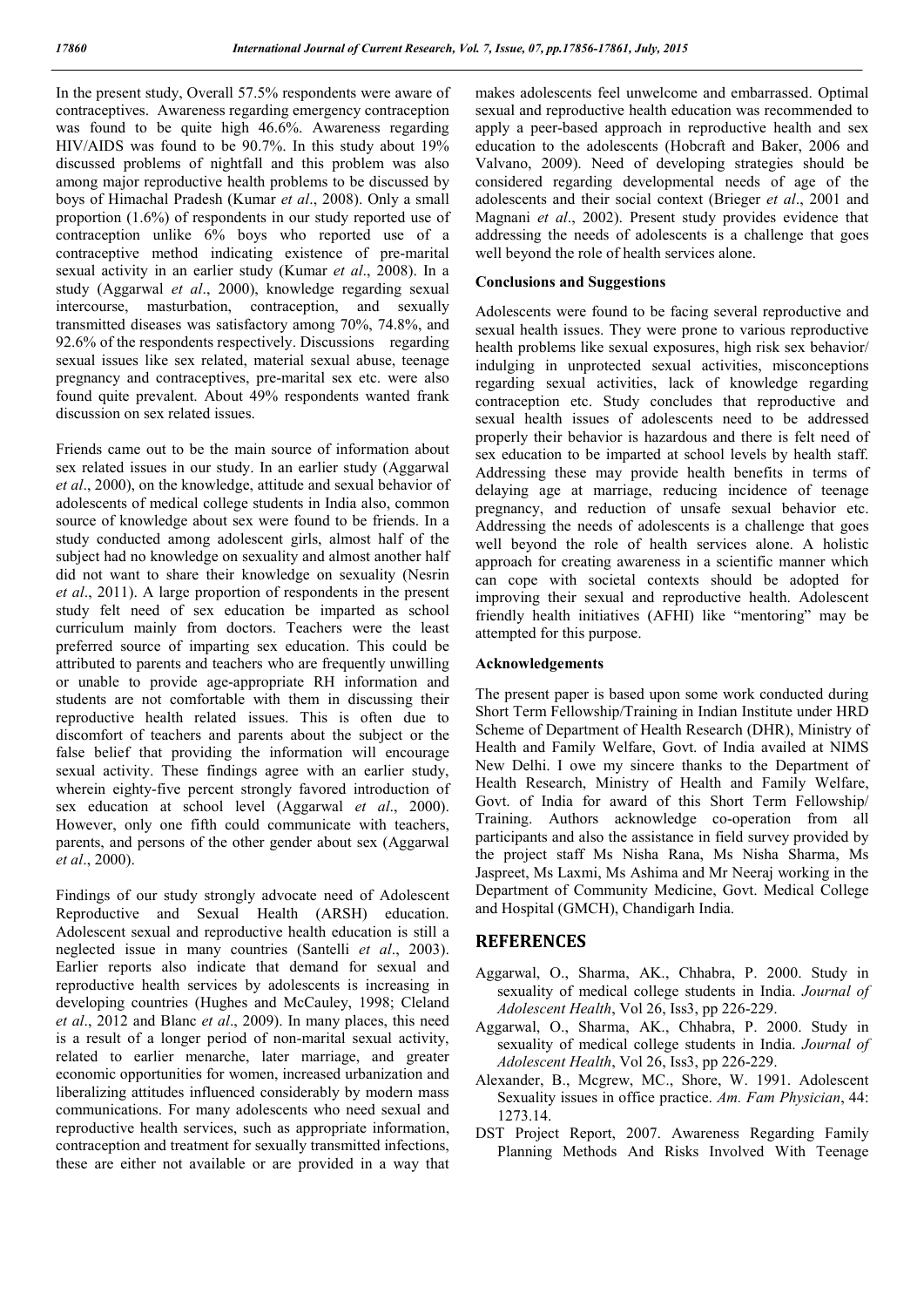In the present study, Overall 57.5% respondents were aware of contraceptives. Awareness regarding emergency contraception was found to be quite high 46.6%. Awareness regarding HIV/AIDS was found to be 90.7%. In this study about 19% discussed problems of nightfall and this problem was also among major reproductive health problems to be discussed by boys of Himachal Pradesh (Kumar *et al*., 2008). Only a small proportion (1.6%) of respondents in our study reported use of contraception unlike 6% boys who reported use of a contraceptive method indicating existence of pre-marital sexual activity in an earlier study (Kumar *et al*., 2008). In a study (Aggarwal *et al*., 2000), knowledge regarding sexual intercourse, masturbation, contraception, and sexually transmitted diseases was satisfactory among 70%, 74.8%, and 92.6% of the respondents respectively. Discussions regarding sexual issues like sex related, material sexual abuse, teenage pregnancy and contraceptives, pre-marital sex etc. were also found quite prevalent. About 49% respondents wanted frank discussion on sex related issues.

Friends came out to be the main source of information about sex related issues in our study. In an earlier study (Aggarwal *et al*., 2000), on the knowledge, attitude and sexual behavior of adolescents of medical college students in India also, common source of knowledge about sex were found to be friends. In a study conducted among adolescent girls, almost half of the subject had no knowledge on sexuality and almost another half did not want to share their knowledge on sexuality (Nesrin *et al*., 2011). A large proportion of respondents in the present study felt need of sex education be imparted as school curriculum mainly from doctors. Teachers were the least preferred source of imparting sex education. This could be attributed to parents and teachers who are frequently unwilling or unable to provide age-appropriate RH information and students are not comfortable with them in discussing their reproductive health related issues. This is often due to discomfort of teachers and parents about the subject or the false belief that providing the information will encourage sexual activity. These findings agree with an earlier study, wherein eighty-five percent strongly favored introduction of sex education at school level (Aggarwal *et al*., 2000). However, only one fifth could communicate with teachers, parents, and persons of the other gender about sex (Aggarwal *et al*., 2000).

Findings of our study strongly advocate need of Adolescent Reproductive and Sexual Health (ARSH) education. Adolescent sexual and reproductive health education is still a neglected issue in many countries (Santelli *et al*., 2003). Earlier reports also indicate that demand for sexual and reproductive health services by adolescents is increasing in developing countries (Hughes and McCauley, 1998; Cleland *et al*., 2012 and Blanc *et al*., 2009). In many places, this need is a result of a longer period of non-marital sexual activity, related to earlier menarche, later marriage, and greater economic opportunities for women, increased urbanization and liberalizing attitudes influenced considerably by modern mass communications. For many adolescents who need sexual and reproductive health services, such as appropriate information, contraception and treatment for sexually transmitted infections, these are either not available or are provided in a way that makes adolescents feel unwelcome and embarrassed. Optimal sexual and reproductive health education was recommended to apply a peer-based approach in reproductive health and sex education to the adolescents (Hobcraft and Baker, 2006 and Valvano, 2009). Need of developing strategies should be considered regarding developmental needs of age of the adolescents and their social context (Brieger *et al*., 2001 and Magnani *et al*., 2002). Present study provides evidence that addressing the needs of adolescents is a challenge that goes well beyond the role of health services alone.

### Conclusions and Suggestions

Adolescents were found to be facing several reproductive and sexual health issues. They were prone to various reproductive health problems like sexual exposures, high risk sex behavior/ indulging in unprotected sexual activities, misconceptions regarding sexual activities, lack of knowledge regarding contraception etc. Study concludes that reproductive and sexual health issues of adolescents need to be addressed properly their behavior is hazardous and there is felt need of sex education to be imparted at school levels by health staff. Addressing these may provide health benefits in terms of delaying age at marriage, reducing incidence of teenage pregnancy, and reduction of unsafe sexual behavior etc. Addressing the needs of adolescents is a challenge that goes well beyond the role of health services alone. A holistic approach for creating awareness in a scientific manner which can cope with societal contexts should be adopted for improving their sexual and reproductive health. Adolescent friendly health initiatives (AFHI) like "mentoring" may be attempted for this purpose.

### Acknowledgements

The present paper is based upon some work conducted during Short Term Fellowship/Training in Indian Institute under HRD Scheme of Department of Health Research (DHR), Ministry of Health and Family Welfare, Govt. of India availed at NIMS New Delhi. I owe my sincere thanks to the Department of Health Research, Ministry of Health and Family Welfare, Govt. of India for award of this Short Term Fellowship/ Training. Authors acknowledge co-operation from all participants and also the assistance in field survey provided by the project staff Ms Nisha Rana, Ms Nisha Sharma, Ms Jaspreet, Ms Laxmi, Ms Ashima and Mr Neeraj working in the Department of Community Medicine, Govt. Medical College and Hospital (GMCH), Chandigarh India.

## REFERENCES

- Aggarwal, O., Sharma, AK., Chhabra, P. 2000. Study in sexuality of medical college students in India. *Journal of Adolescent Health*, Vol 26, Iss3, pp 226-229.
- Aggarwal, O., Sharma, AK., Chhabra, P. 2000. Study in sexuality of medical college students in India. *Journal of Adolescent Health*, Vol 26, Iss3, pp 226-229.
- Alexander, B., Mcgrew, MC., Shore, W. 1991. Adolescent Sexuality issues in office practice. *Am. Fam Physician*, 44: 1273.14.
- DST Project Report, 2007. Awareness Regarding Family Planning Methods And Risks Involved With Teenage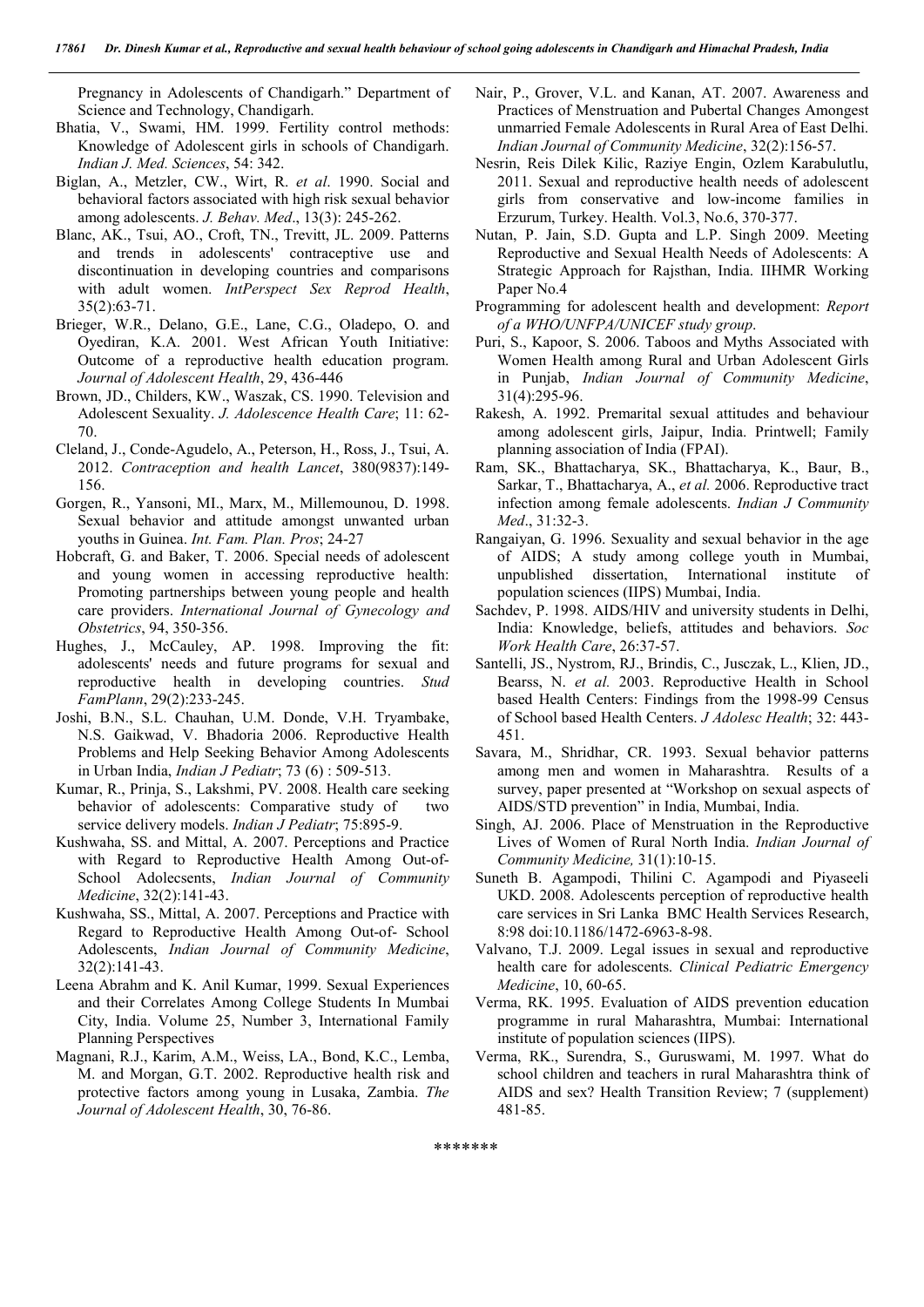Pregnancy in Adolescents of Chandigarh." Department of Science and Technology, Chandigarh.

Bhatia, V., Swami, HM. 1999. Fertility control methods: Knowledge of Adolescent girls in schools of Chandigarh. *Indian J. Med. Sciences*, 54: 342.

Biglan, A., Metzler, CW., Wirt, R. *et al*. 1990. Social and behavioral factors associated with high risk sexual behavior among adolescents. *J. Behav. Med*., 13(3): 245-262.

Blanc, AK., Tsui, AO., Croft, TN., Trevitt, JL. 2009. Patterns and trends in adolescents' contraceptive use and discontinuation in developing countries and comparisons with adult women. *IntPerspect Sex Reprod Health*, 35(2):63-71.

Brieger, W.R., Delano, G.E., Lane, C.G., Oladepo, O. and Oyediran, K.A. 2001. West African Youth Initiative: Outcome of a reproductive health education program. *Journal of Adolescent Health*, 29, 436-446

Brown, JD., Childers, KW., Waszak, CS. 1990. Television and Adolescent Sexuality. *J. Adolescence Health Care*; 11: 62-70.

Cleland, J., Conde-Agudelo, A., Peterson, H., Ross, J., Tsui, A. 2012. *Contraception and health Lancet*, 380(9837):149-156.

Gorgen, R., Yansoni, MI., Marx, M., Millemounou, D. 1998. Sexual behavior and attitude amongst unwanted urban youths in Guinea. *Int. Fam. Plan. Pros*; 24-27

Hobcraft, G. and Baker, T. 2006. Special needs of adolescent and young women in accessing reproductive health: Promoting partnerships between young people and health care providers. *International Journal of Gynecology and Obstetrics*, 94, 350-356.

Hughes, J., McCauley, AP. 1998. Improving the fit: adolescents' needs and future programs for sexual and reproductive health in developing countries. *Stud FamPlann*, 29(2):233-245.

Joshi, B.N., S.L. Chauhan, U.M. Donde, V.H. Tryambake, N.S. Gaikwad, V. Bhadoria 2006. Reproductive Health Problems and Help Seeking Behavior Among Adolescents in Urban India, *Indian J Pediatr*; 73 (6) : 509-513.

Kumar, R., Prinja, S., Lakshmi, PV. 2008. Health care seeking behavior of adolescents: Comparative study of two service delivery models. *Indian J Pediatr*; 75:895-9.

Kushwaha, SS. and Mittal, A. 2007. Perceptions and Practice with Regard to Reproductive Health Among Out-of-School Adolecsents, *Indian Journal of Community Medicine*, 32(2):141-43.

Kushwaha, SS., Mittal, A. 2007. Perceptions and Practice with Regard to Reproductive Health Among Out-of- School Adolescents, *Indian Journal of Community Medicine*, 32(2):141-43.

Leena Abrahm and K. Anil Kumar, 1999. Sexual Experiences and their Correlates Among College Students In Mumbai City, India. Volume 25, Number 3, International Family Planning Perspectives

Magnani, R.J., Karim, A.M., Weiss, LA., Bond, K.C., Lemba, M. and Morgan, G.T. 2002. Reproductive health risk and protective factors among young in Lusaka, Zambia. *The Journal of Adolescent Health*, 30, 76-86.

Nair, P., Grover, V.L. and Kanan, AT. 2007. Awareness and Practices of Menstruation and Pubertal Changes Amongest unmarried Female Adolescents in Rural Area of East Delhi. *Indian Journal of Community Medicine*, 32(2):156-57.

Nesrin, Reis Dilek Kilic, Raziye Engin, Ozlem Karabulutlu, 2011. Sexual and reproductive health needs of adolescent girls from conservative and low-income families in Erzurum, Turkey. Health. Vol.3, No.6, 370-377.

Nutan, P. Jain, S.D. Gupta and L.P. Singh 2009. Meeting Reproductive and Sexual Health Needs of Adolescents: A Strategic Approach for Rajsthan, India. IIHMR Working Paper No.4

Programming for adolescent health and development: *Report of a WHO/UNFPA/UNICEF study group*.

Puri, S., Kapoor, S. 2006. Taboos and Myths Associated with Women Health among Rural and Urban Adolescent Girls in Punjab, *Indian Journal of Community Medicine*, 31(4):295-96.

Rakesh, A. 1992. Premarital sexual attitudes and behaviour among adolescent girls, Jaipur, India. Printwell; Family planning association of India (FPAI).

Ram, SK., Bhattacharya, SK., Bhattacharya, K., Baur, B., Sarkar, T., Bhattacharya, A., *et al.* 2006. Reproductive tract infection among female adolescents. *Indian J Community Med*., 31:32-3.

Rangaiyan, G. 1996. Sexuality and sexual behavior in the age of AIDS; A study among college youth in Mumbai, unpublished dissertation, International institute of population sciences (IIPS) Mumbai, India.

Sachdev, P. 1998. AIDS/HIV and university students in Delhi, India: Knowledge, beliefs, attitudes and behaviors. *Soc Work Health Care*, 26:37-57.

Santelli, JS., Nystrom, RJ., Brindis, C., Jusczak, L., Klien, JD., Bearss, N. *et al.* 2003. Reproductive Health in School based Health Centers: Findings from the 1998-99 Census of School based Health Centers. *J Adolesc Health*; 32: 443-451.

Savara, M., Shridhar, CR. 1993. Sexual behavior patterns among men and women in Maharashtra. Results of a survey, paper presented at "Workshop on sexual aspects of AIDS/STD prevention" in India, Mumbai, India.

Singh, AJ. 2006. Place of Menstruation in the Reproductive Lives of Women of Rural North India. *Indian Journal of Community Medicine,* 31(1):10-15.

Suneth B. Agampodi, Thilini C. Agampodi and Piyaseeli UKD. 2008. Adolescents perception of reproductive health care services in Sri Lanka BMC Health Services Research, 8:98 doi:10.1186/1472-6963-8-98.

Valvano, T.J. 2009. Legal issues in sexual and reproductive health care for adolescents. *Clinical Pediatric Emergency Medicine*, 10, 60-65.

Verma, RK. 1995. Evaluation of AIDS prevention education programme in rural Maharashtra, Mumbai: International institute of population sciences (IIPS).

Verma, RK., Surendra, S., Guruswami, M. 1997. What do school children and teachers in rural Maharashtra think of AIDS and sex? Health Transition Review; 7 (supplement) 481-85.

*******